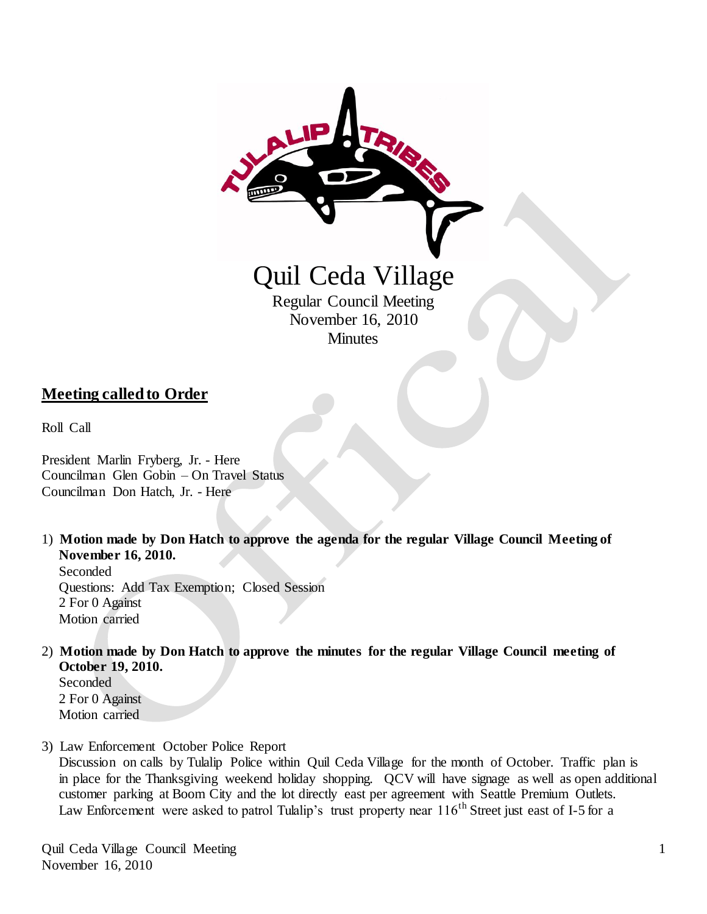# Quil Ceda Village

Regular Council Meeting
November 16, 2010
Minutes

## Meeting called to Order

Roll Call

President Marlin Fryberg, Jr. - Here
Councilman Glen Gobin – On Travel Status
Councilman Don Hatch, Jr. - Here

1) **Motion made by Don Hatch to approve the agenda for the regular Village Council Meeting of November 16, 2010.**
   Seconded
   Questions: Add Tax Exemption; Closed Session
   2 For 0 Against
   Motion carried

2) **Motion made by Don Hatch to approve the minutes for the regular Village Council meeting of October 19, 2010.**
   Seconded
   2 For 0 Against
   Motion carried

3) Law Enforcement October Police Report
   Discussion on calls by Tulalip Police within Quil Ceda Village for the month of October. Traffic plan is in place for the Thanksgiving weekend holiday shopping. QCV will have signage as well as open additional customer parking at Boom City and the lot directly east per agreement with Seattle Premium Outlets. Law Enforcement were asked to patrol Tulalip's trust property near 116th Street just east of I-5 for a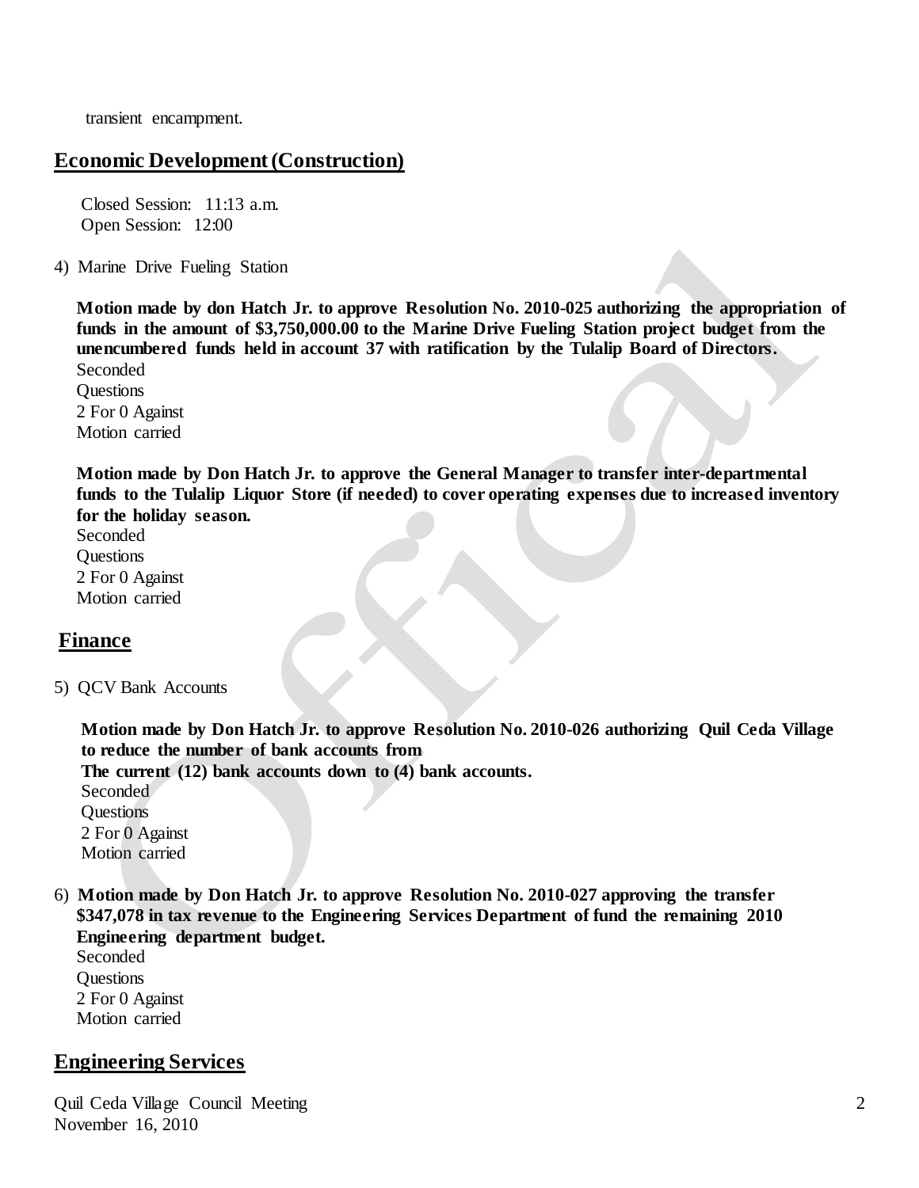transient encampment.

## Economic Development (Construction)

Closed Session: 11:13 a.m.
Open Session: 12:00

4) Marine Drive Fueling Station

**Motion made by don Hatch Jr. to approve Resolution No. 2010-025 authorizing the appropriation of funds in the amount of $3,750,000.00 to the Marine Drive Fueling Station project budget from the unencumbered funds held in account 37 with ratification by the Tulalip Board of Directors.**
Seconded
Questions
2 For 0 Against
Motion carried

**Motion made by Don Hatch Jr. to approve the General Manager to transfer inter-departmental funds to the Tulalip Liquor Store (if needed) to cover operating expenses due to increased inventory for the holiday season.**
Seconded
Questions
2 For 0 Against
Motion carried

## Finance

5) QCV Bank Accounts

**Motion made by Don Hatch Jr. to approve Resolution No. 2010-026 authorizing Quil Ceda Village to reduce the number of bank accounts from The current (12) bank accounts down to (4) bank accounts.**
Seconded
Questions
2 For 0 Against
Motion carried

6) **Motion made by Don Hatch Jr. to approve Resolution No. 2010-027 approving the transfer $347,078 in tax revenue to the Engineering Services Department of fund the remaining 2010 Engineering department budget.**
Seconded
Questions
2 For 0 Against
Motion carried

## Engineering Services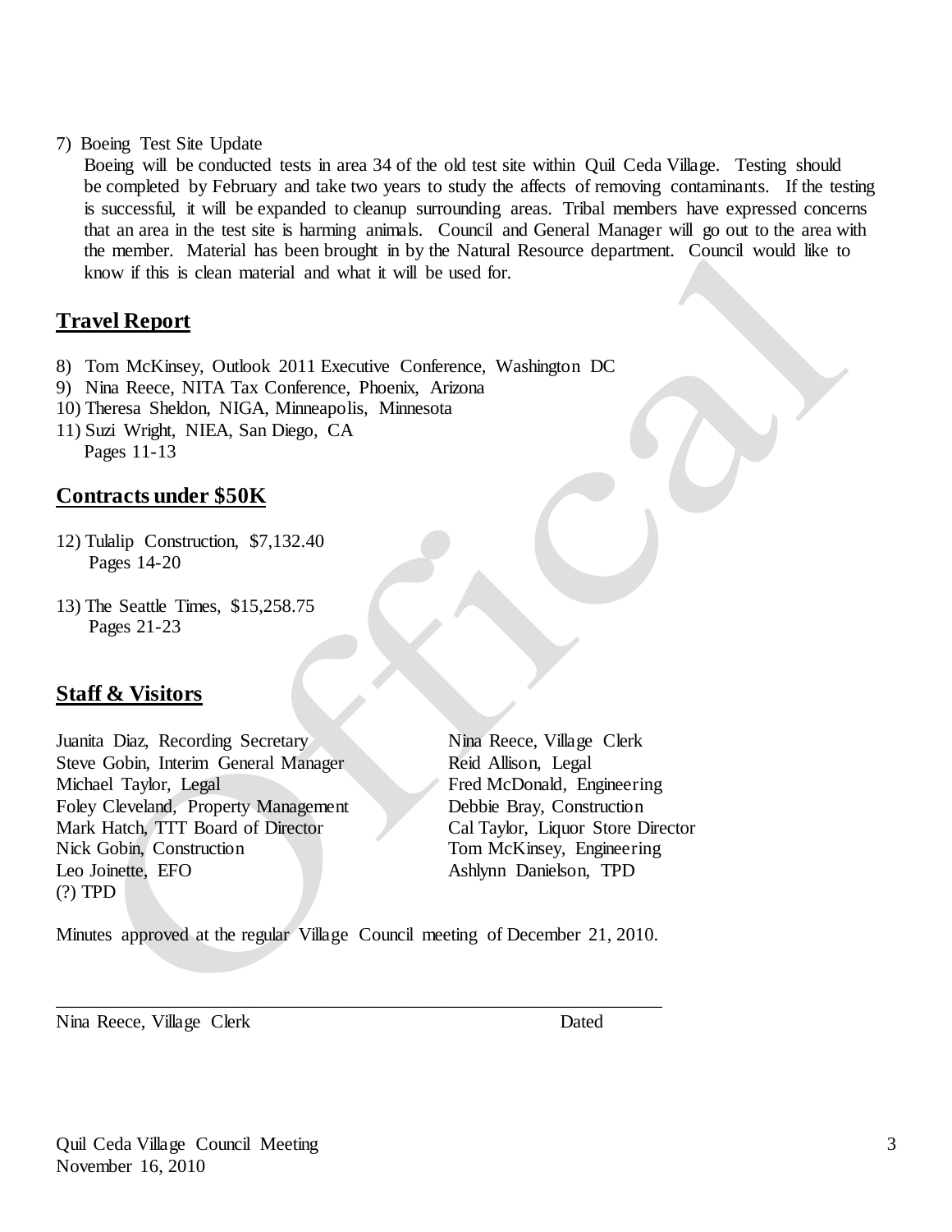7) Boeing Test Site Update

Boeing will be conducted tests in area 34 of the old test site within Quil Ceda Village. Testing should be completed by February and take two years to study the affects of removing contaminants. If the testing is successful, it will be expanded to cleanup surrounding areas. Tribal members have expressed concerns that an area in the test site is harming animals. Council and General Manager will go out to the area with the member. Material has been brought in by the Natural Resource department. Council would like to know if this is clean material and what it will be used for.

## Travel Report

8) Tom McKinsey, Outlook 2011 Executive Conference, Washington DC
9) Nina Reece, NITA Tax Conference, Phoenix, Arizona
10) Theresa Sheldon, NIGA, Minneapolis, Minnesota
11) Suzi Wright, NIEA, San Diego, CA
    Pages 11-13

## Contracts under $50K

12) Tulalip Construction, $7,132.40
    Pages 14-20

13) The Seattle Times, $15,258.75
    Pages 21-23

## Staff & Visitors

Juanita Diaz, Recording Secretary
Steve Gobin, Interim General Manager
Michael Taylor, Legal
Foley Cleveland, Property Management
Mark Hatch, TTT Board of Director
Nick Gobin, Construction
Leo Joinette, EFO
(?) TPD
Nina Reece, Village Clerk
Reid Allison, Legal
Fred McDonald, Engineering
Debbie Bray, Construction
Cal Taylor, Liquor Store Director
Tom McKinsey, Engineering
Ashlynn Danielson, TPD

Minutes approved at the regular Village Council meeting of December 21, 2010.

\_\_\_\_\_\_\_\_\_\_\_\_\_\_\_\_\_\_\_\_\_\_\_\_\_\_\_\_\_\_\_\_\_\_\_\_\_\_\_\_\_\_\_\_\_\_\_\_\_\_\_\_\_\_\_\_\_\_\_\_\_\_\_\_

Nina Reece, Village Clerk Dated